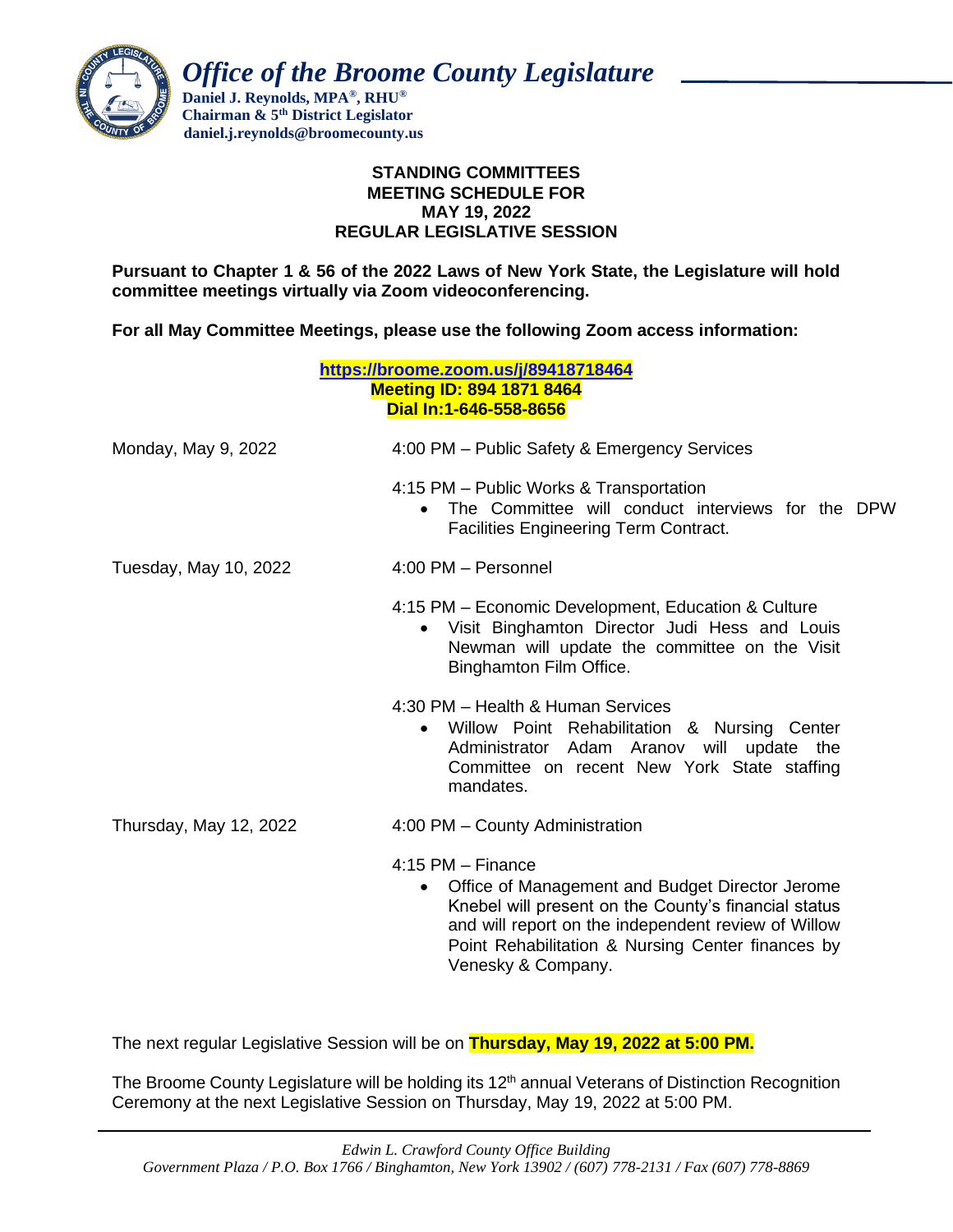# *Office of the Broome County Legislature*

**Daniel J. Reynolds, MPA®, RHU®**
**Chairman & 5th District Legislator**
**daniel.j.reynolds@broomecounty.us**

**STANDING COMMITTEES**
**MEETING SCHEDULE FOR**
**MAY 19, 2022**
**REGULAR LEGISLATIVE SESSION**

**Pursuant to Chapter 1 & 56 of the 2022 Laws of New York State, the Legislature will hold committee meetings virtually via Zoom videoconferencing.**

**For all May Committee Meetings, please use the following Zoom access information:**

**https://broome.zoom.us/j/89418718464**
**Meeting ID: 894 1871 8464**
**Dial In:1-646-558-8656**

Monday, May 9, 2022

4:00 PM – Public Safety & Emergency Services

4:15 PM – Public Works & Transportation
- The Committee will conduct interviews for the DPW Facilities Engineering Term Contract.

Tuesday, May 10, 2022

4:00 PM – Personnel

4:15 PM – Economic Development, Education & Culture
- Visit Binghamton Director Judi Hess and Louis Newman will update the committee on the Visit Binghamton Film Office.

4:30 PM – Health & Human Services
- Willow Point Rehabilitation & Nursing Center Administrator Adam Aranov will update the Committee on recent New York State staffing mandates.

Thursday, May 12, 2022

4:00 PM – County Administration

4:15 PM – Finance
- Office of Management and Budget Director Jerome Knebel will present on the County's financial status and will report on the independent review of Willow Point Rehabilitation & Nursing Center finances by Venesky & Company.

The next regular Legislative Session will be on **Thursday, May 19, 2022 at 5:00 PM.**

The Broome County Legislature will be holding its 12th annual Veterans of Distinction Recognition Ceremony at the next Legislative Session on Thursday, May 19, 2022 at 5:00 PM.

*Edwin L. Crawford County Office Building*
*Government Plaza / P.O. Box 1766 / Binghamton, New York 13902 / (607) 778-2131 / Fax (607) 778-8869*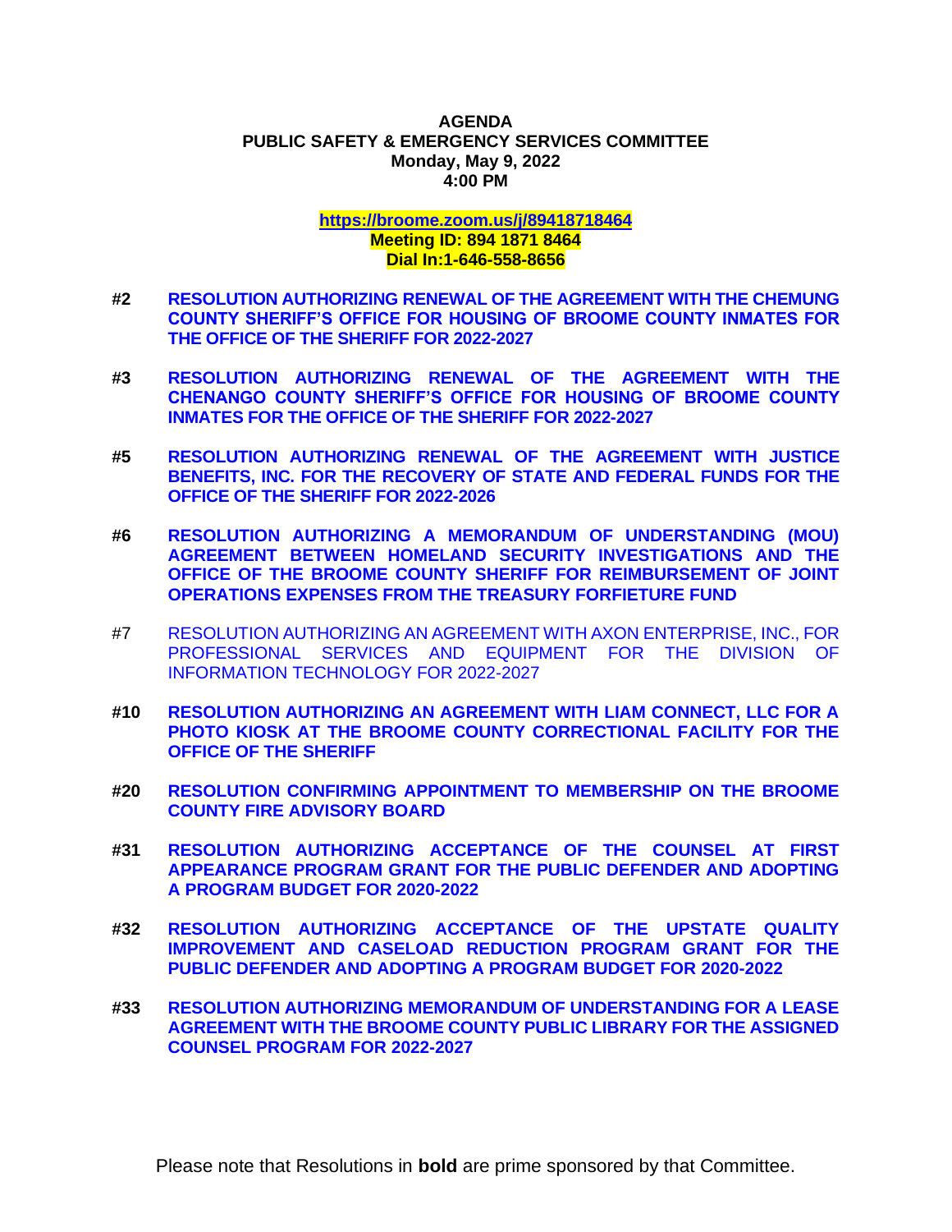**AGENDA**
**PUBLIC SAFETY & EMERGENCY SERVICES COMMITTEE**
**Monday, May 9, 2022**
**4:00 PM**

**https://broome.zoom.us/j/89418718464**
**Meeting ID: 894 1871 8464**
**Dial In:1-646-558-8656**

**#2 RESOLUTION AUTHORIZING RENEWAL OF THE AGREEMENT WITH THE CHEMUNG COUNTY SHERIFF'S OFFICE FOR HOUSING OF BROOME COUNTY INMATES FOR THE OFFICE OF THE SHERIFF FOR 2022-2027**

**#3 RESOLUTION AUTHORIZING RENEWAL OF THE AGREEMENT WITH THE CHENANGO COUNTY SHERIFF'S OFFICE FOR HOUSING OF BROOME COUNTY INMATES FOR THE OFFICE OF THE SHERIFF FOR 2022-2027**

**#5 RESOLUTION AUTHORIZING RENEWAL OF THE AGREEMENT WITH JUSTICE BENEFITS, INC. FOR THE RECOVERY OF STATE AND FEDERAL FUNDS FOR THE OFFICE OF THE SHERIFF FOR 2022-2026**

**#6 RESOLUTION AUTHORIZING A MEMORANDUM OF UNDERSTANDING (MOU) AGREEMENT BETWEEN HOMELAND SECURITY INVESTIGATIONS AND THE OFFICE OF THE BROOME COUNTY SHERIFF FOR REIMBURSEMENT OF JOINT OPERATIONS EXPENSES FROM THE TREASURY FORFIETURE FUND**

#7 RESOLUTION AUTHORIZING AN AGREEMENT WITH AXON ENTERPRISE, INC., FOR PROFESSIONAL SERVICES AND EQUIPMENT FOR THE DIVISION OF INFORMATION TECHNOLOGY FOR 2022-2027

**#10 RESOLUTION AUTHORIZING AN AGREEMENT WITH LIAM CONNECT, LLC FOR A PHOTO KIOSK AT THE BROOME COUNTY CORRECTIONAL FACILITY FOR THE OFFICE OF THE SHERIFF**

**#20 RESOLUTION CONFIRMING APPOINTMENT TO MEMBERSHIP ON THE BROOME COUNTY FIRE ADVISORY BOARD**

**#31 RESOLUTION AUTHORIZING ACCEPTANCE OF THE COUNSEL AT FIRST APPEARANCE PROGRAM GRANT FOR THE PUBLIC DEFENDER AND ADOPTING A PROGRAM BUDGET FOR 2020-2022**

**#32 RESOLUTION AUTHORIZING ACCEPTANCE OF THE UPSTATE QUALITY IMPROVEMENT AND CASELOAD REDUCTION PROGRAM GRANT FOR THE PUBLIC DEFENDER AND ADOPTING A PROGRAM BUDGET FOR 2020-2022**

**#33 RESOLUTION AUTHORIZING MEMORANDUM OF UNDERSTANDING FOR A LEASE AGREEMENT WITH THE BROOME COUNTY PUBLIC LIBRARY FOR THE ASSIGNED COUNSEL PROGRAM FOR 2022-2027**

Please note that Resolutions in **bold** are prime sponsored by that Committee.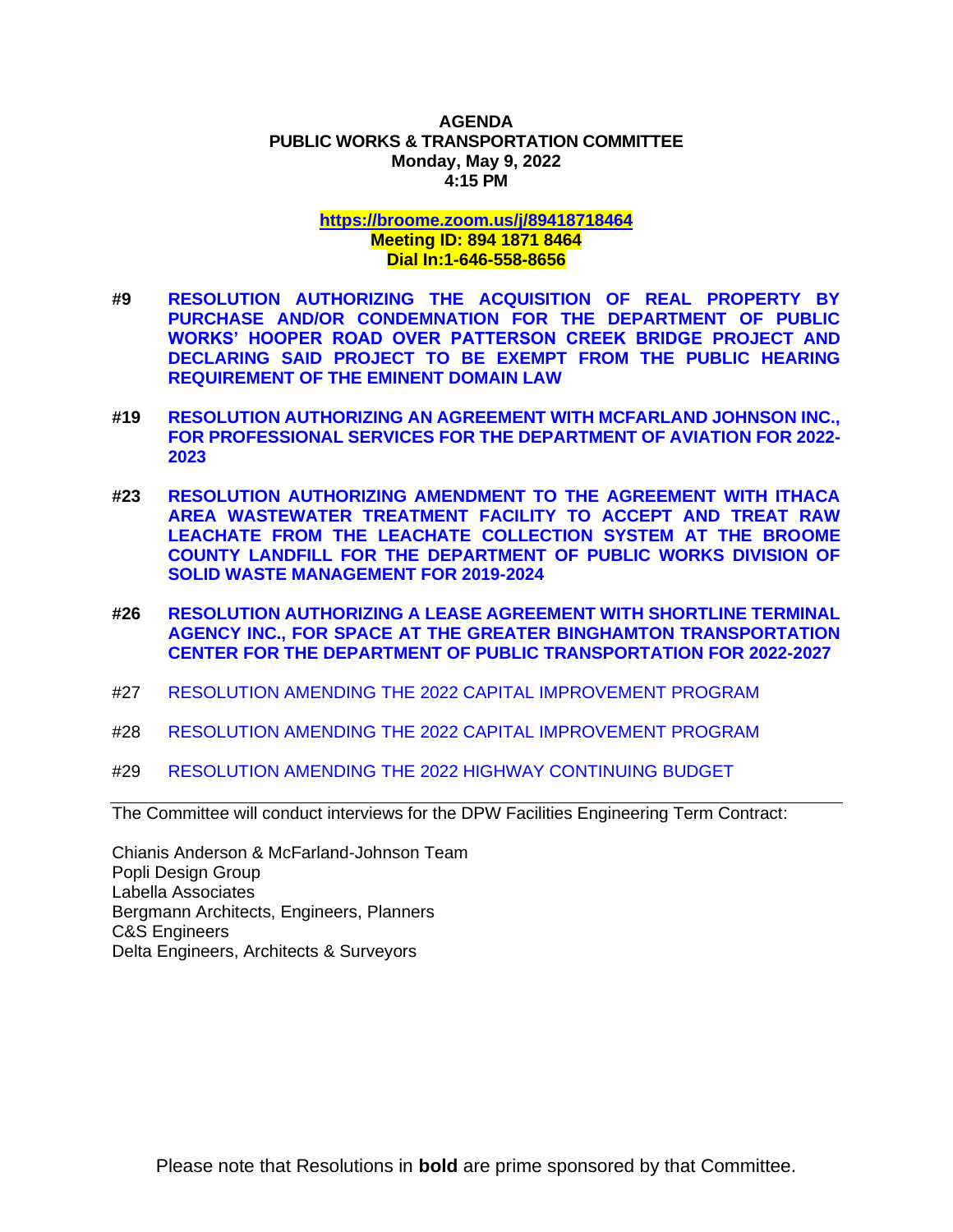**AGENDA**
**PUBLIC WORKS & TRANSPORTATION COMMITTEE**
**Monday, May 9, 2022**
**4:15 PM**

**https://broome.zoom.us/j/89418718464**
**Meeting ID: 894 1871 8464**
**Dial In:1-646-558-8656**

- **#9 RESOLUTION AUTHORIZING THE ACQUISITION OF REAL PROPERTY BY PURCHASE AND/OR CONDEMNATION FOR THE DEPARTMENT OF PUBLIC WORKS' HOOPER ROAD OVER PATTERSON CREEK BRIDGE PROJECT AND DECLARING SAID PROJECT TO BE EXEMPT FROM THE PUBLIC HEARING REQUIREMENT OF THE EMINENT DOMAIN LAW**

- **#19 RESOLUTION AUTHORIZING AN AGREEMENT WITH MCFARLAND JOHNSON INC., FOR PROFESSIONAL SERVICES FOR THE DEPARTMENT OF AVIATION FOR 2022-2023**

- **#23 RESOLUTION AUTHORIZING AMENDMENT TO THE AGREEMENT WITH ITHACA AREA WASTEWATER TREATMENT FACILITY TO ACCEPT AND TREAT RAW LEACHATE FROM THE LEACHATE COLLECTION SYSTEM AT THE BROOME COUNTY LANDFILL FOR THE DEPARTMENT OF PUBLIC WORKS DIVISION OF SOLID WASTE MANAGEMENT FOR 2019-2024**

- **#26 RESOLUTION AUTHORIZING A LEASE AGREEMENT WITH SHORTLINE TERMINAL AGENCY INC., FOR SPACE AT THE GREATER BINGHAMTON TRANSPORTATION CENTER FOR THE DEPARTMENT OF PUBLIC TRANSPORTATION FOR 2022-2027**

- #27 RESOLUTION AMENDING THE 2022 CAPITAL IMPROVEMENT PROGRAM

- #28 RESOLUTION AMENDING THE 2022 CAPITAL IMPROVEMENT PROGRAM

- #29 RESOLUTION AMENDING THE 2022 HIGHWAY CONTINUING BUDGET

---

The Committee will conduct interviews for the DPW Facilities Engineering Term Contract:

Chianis Anderson & McFarland-Johnson Team
Popli Design Group
Labella Associates
Bergmann Architects, Engineers, Planners
C&S Engineers
Delta Engineers, Architects & Surveyors

Please note that Resolutions in **bold** are prime sponsored by that Committee.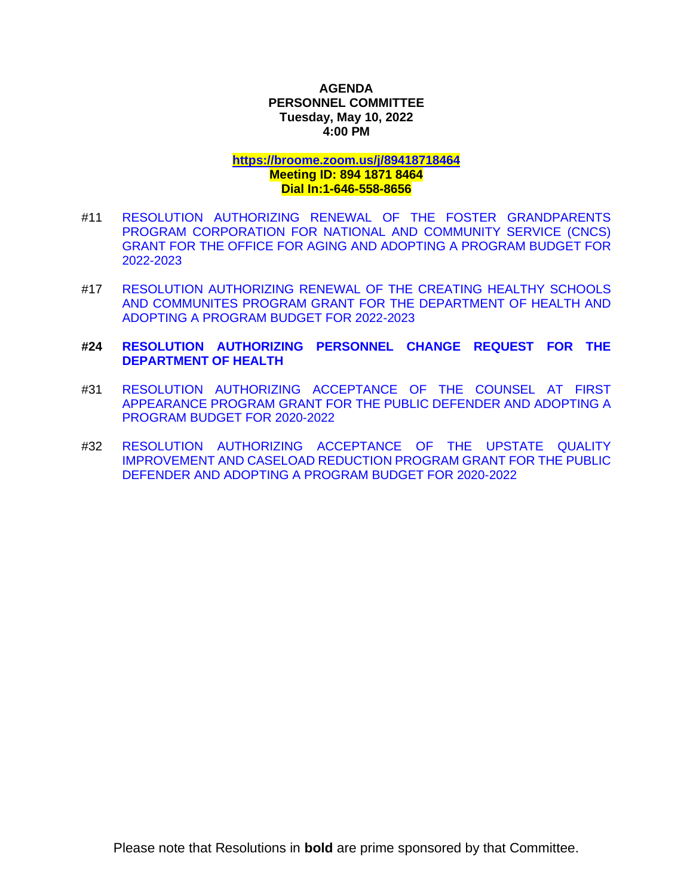**AGENDA**
**PERSONNEL COMMITTEE**
**Tuesday, May 10, 2022**
**4:00 PM**

**https://broome.zoom.us/j/89418718464**
**Meeting ID: 894 1871 8464**
**Dial In:1-646-558-8656**

#11 RESOLUTION AUTHORIZING RENEWAL OF THE FOSTER GRANDPARENTS PROGRAM CORPORATION FOR NATIONAL AND COMMUNITY SERVICE (CNCS) GRANT FOR THE OFFICE FOR AGING AND ADOPTING A PROGRAM BUDGET FOR 2022-2023

#17 RESOLUTION AUTHORIZING RENEWAL OF THE CREATING HEALTHY SCHOOLS AND COMMUNITES PROGRAM GRANT FOR THE DEPARTMENT OF HEALTH AND ADOPTING A PROGRAM BUDGET FOR 2022-2023

**#24 RESOLUTION AUTHORIZING PERSONNEL CHANGE REQUEST FOR THE DEPARTMENT OF HEALTH**

#31 RESOLUTION AUTHORIZING ACCEPTANCE OF THE COUNSEL AT FIRST APPEARANCE PROGRAM GRANT FOR THE PUBLIC DEFENDER AND ADOPTING A PROGRAM BUDGET FOR 2020-2022

#32 RESOLUTION AUTHORIZING ACCEPTANCE OF THE UPSTATE QUALITY IMPROVEMENT AND CASELOAD REDUCTION PROGRAM GRANT FOR THE PUBLIC DEFENDER AND ADOPTING A PROGRAM BUDGET FOR 2020-2022

Please note that Resolutions in **bold** are prime sponsored by that Committee.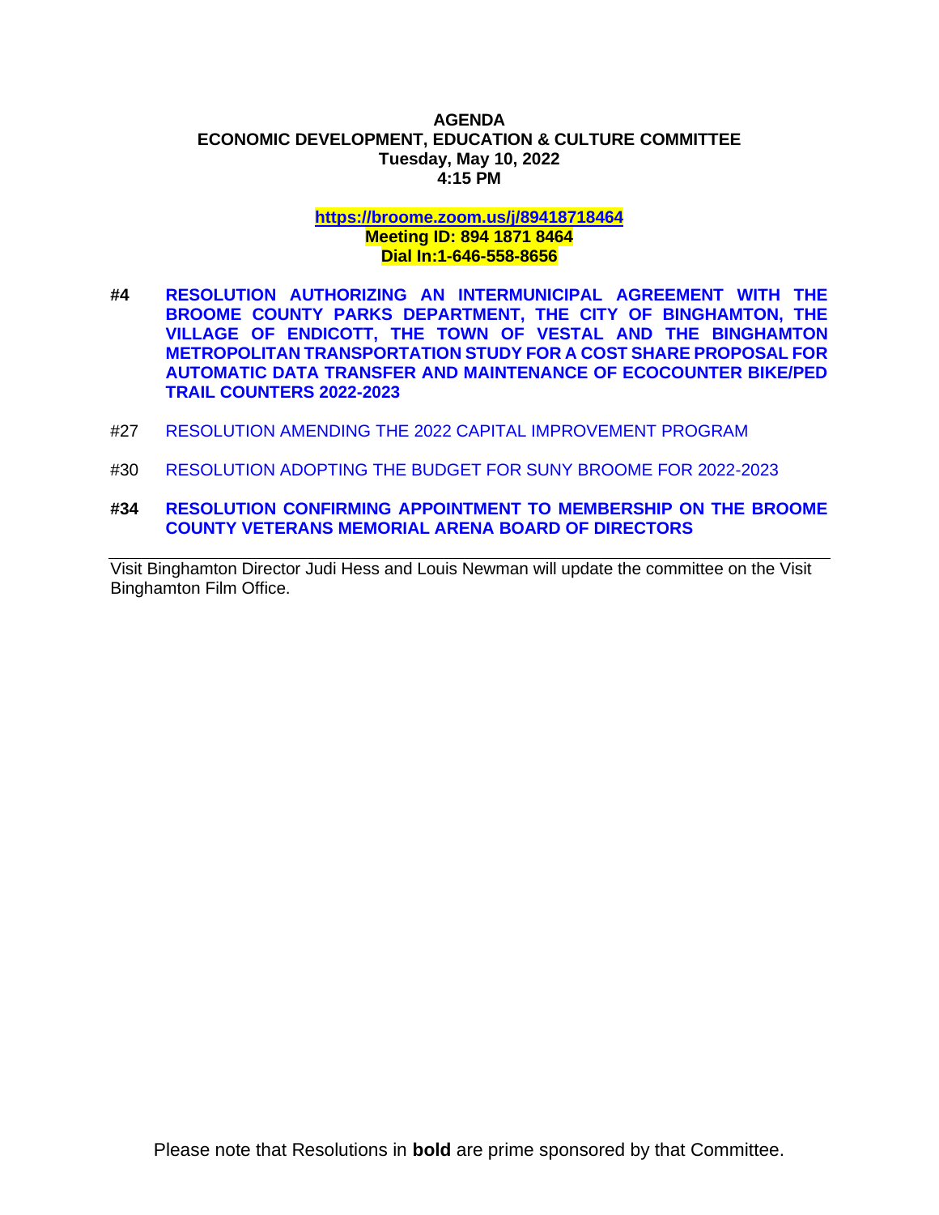**AGENDA**
**ECONOMIC DEVELOPMENT, EDUCATION & CULTURE COMMITTEE**
**Tuesday, May 10, 2022**
**4:15 PM**

**https://broome.zoom.us/j/89418718464**
**Meeting ID: 894 1871 8464**
**Dial In:1-646-558-8656**

**#4** **RESOLUTION AUTHORIZING AN INTERMUNICIPAL AGREEMENT WITH THE BROOME COUNTY PARKS DEPARTMENT, THE CITY OF BINGHAMTON, THE VILLAGE OF ENDICOTT, THE TOWN OF VESTAL AND THE BINGHAMTON METROPOLITAN TRANSPORTATION STUDY FOR A COST SHARE PROPOSAL FOR AUTOMATIC DATA TRANSFER AND MAINTENANCE OF ECOCOUNTER BIKE/PED TRAIL COUNTERS 2022-2023**

#27 RESOLUTION AMENDING THE 2022 CAPITAL IMPROVEMENT PROGRAM

#30 RESOLUTION ADOPTING THE BUDGET FOR SUNY BROOME FOR 2022-2023

**#34** **RESOLUTION CONFIRMING APPOINTMENT TO MEMBERSHIP ON THE BROOME COUNTY VETERANS MEMORIAL ARENA BOARD OF DIRECTORS**

---

Visit Binghamton Director Judi Hess and Louis Newman will update the committee on the Visit Binghamton Film Office.

Please note that Resolutions in **bold** are prime sponsored by that Committee.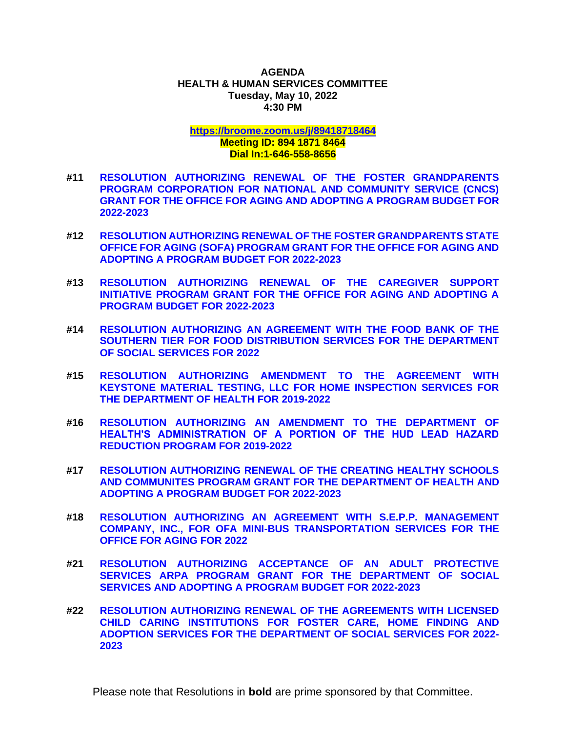**AGENDA**
**HEALTH & HUMAN SERVICES COMMITTEE**
**Tuesday, May 10, 2022**
**4:30 PM**

**https://broome.zoom.us/j/89418718464**
**Meeting ID: 894 1871 8464**
**Dial In:1-646-558-8656**

**#11** **RESOLUTION AUTHORIZING RENEWAL OF THE FOSTER GRANDPARENTS PROGRAM CORPORATION FOR NATIONAL AND COMMUNITY SERVICE (CNCS) GRANT FOR THE OFFICE FOR AGING AND ADOPTING A PROGRAM BUDGET FOR 2022-2023**

**#12** **RESOLUTION AUTHORIZING RENEWAL OF THE FOSTER GRANDPARENTS STATE OFFICE FOR AGING (SOFA) PROGRAM GRANT FOR THE OFFICE FOR AGING AND ADOPTING A PROGRAM BUDGET FOR 2022-2023**

**#13** **RESOLUTION AUTHORIZING RENEWAL OF THE CAREGIVER SUPPORT INITIATIVE PROGRAM GRANT FOR THE OFFICE FOR AGING AND ADOPTING A PROGRAM BUDGET FOR 2022-2023**

**#14** **RESOLUTION AUTHORIZING AN AGREEMENT WITH THE FOOD BANK OF THE SOUTHERN TIER FOR FOOD DISTRIBUTION SERVICES FOR THE DEPARTMENT OF SOCIAL SERVICES FOR 2022**

**#15** **RESOLUTION AUTHORIZING AMENDMENT TO THE AGREEMENT WITH KEYSTONE MATERIAL TESTING, LLC FOR HOME INSPECTION SERVICES FOR THE DEPARTMENT OF HEALTH FOR 2019-2022**

**#16** **RESOLUTION AUTHORIZING AN AMENDMENT TO THE DEPARTMENT OF HEALTH'S ADMINISTRATION OF A PORTION OF THE HUD LEAD HAZARD REDUCTION PROGRAM FOR 2019-2022**

**#17** **RESOLUTION AUTHORIZING RENEWAL OF THE CREATING HEALTHY SCHOOLS AND COMMUNITES PROGRAM GRANT FOR THE DEPARTMENT OF HEALTH AND ADOPTING A PROGRAM BUDGET FOR 2022-2023**

**#18** **RESOLUTION AUTHORIZING AN AGREEMENT WITH S.E.P.P. MANAGEMENT COMPANY, INC., FOR OFA MINI-BUS TRANSPORTATION SERVICES FOR THE OFFICE FOR AGING FOR 2022**

**#21** **RESOLUTION AUTHORIZING ACCEPTANCE OF AN ADULT PROTECTIVE SERVICES ARPA PROGRAM GRANT FOR THE DEPARTMENT OF SOCIAL SERVICES AND ADOPTING A PROGRAM BUDGET FOR 2022-2023**

**#22** **RESOLUTION AUTHORIZING RENEWAL OF THE AGREEMENTS WITH LICENSED CHILD CARING INSTITUTIONS FOR FOSTER CARE, HOME FINDING AND ADOPTION SERVICES FOR THE DEPARTMENT OF SOCIAL SERVICES FOR 2022-2023**

Please note that Resolutions in **bold** are prime sponsored by that Committee.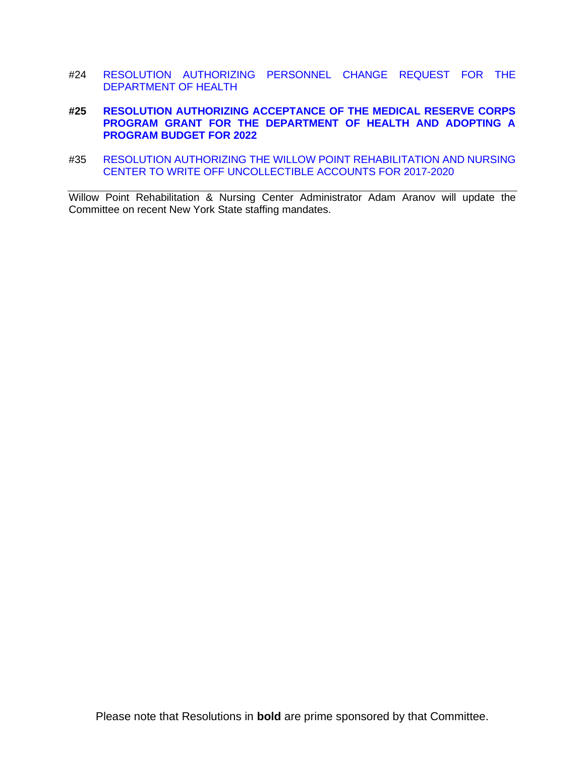#24 RESOLUTION AUTHORIZING PERSONNEL CHANGE REQUEST FOR THE DEPARTMENT OF HEALTH

**#25 RESOLUTION AUTHORIZING ACCEPTANCE OF THE MEDICAL RESERVE CORPS PROGRAM GRANT FOR THE DEPARTMENT OF HEALTH AND ADOPTING A PROGRAM BUDGET FOR 2022**

#35 RESOLUTION AUTHORIZING THE WILLOW POINT REHABILITATION AND NURSING CENTER TO WRITE OFF UNCOLLECTIBLE ACCOUNTS FOR 2017-2020

---

Willow Point Rehabilitation & Nursing Center Administrator Adam Aranov will update the Committee on recent New York State staffing mandates.

Please note that Resolutions in **bold** are prime sponsored by that Committee.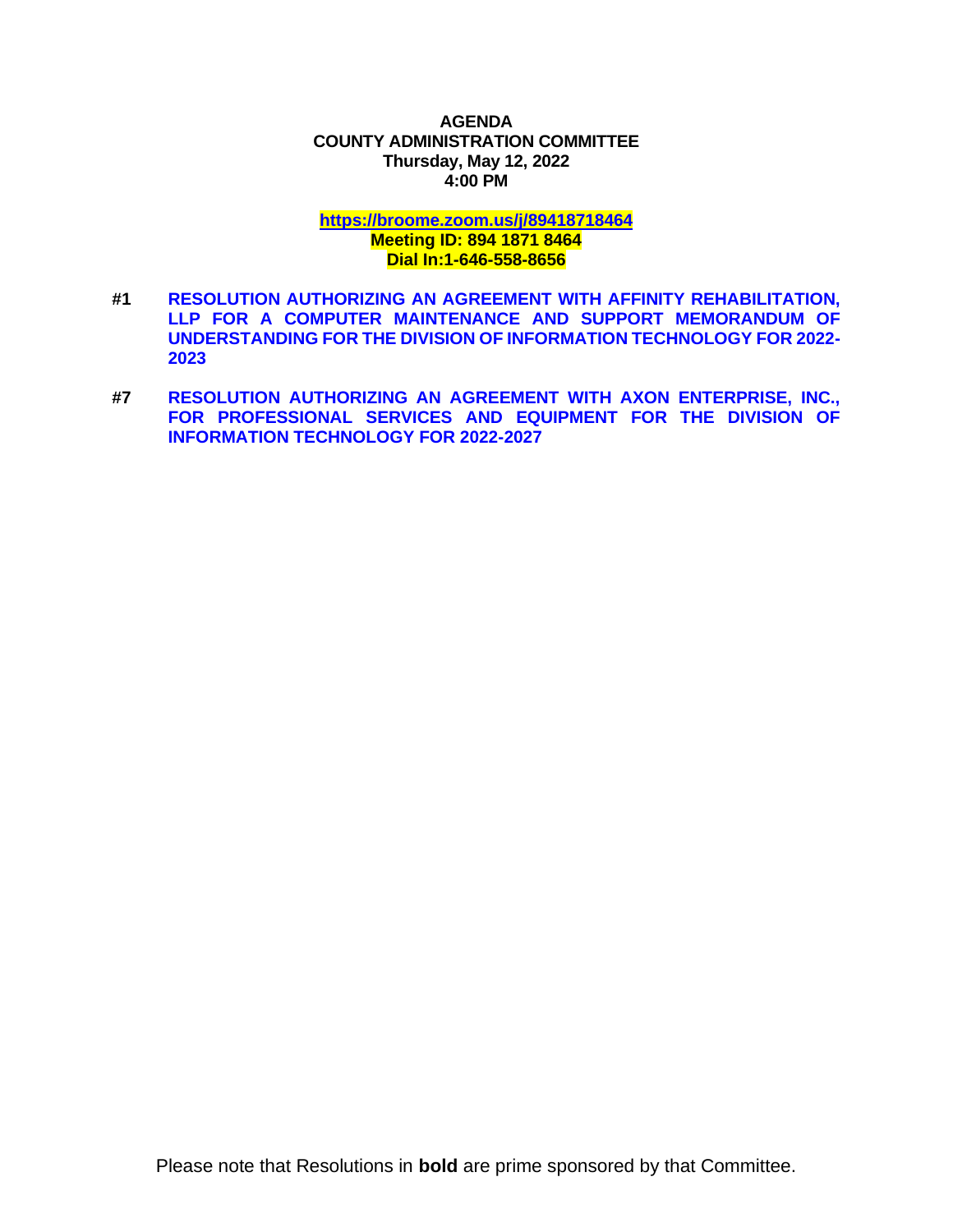**AGENDA**
**COUNTY ADMINISTRATION COMMITTEE**
**Thursday, May 12, 2022**
**4:00 PM**

**https://broome.zoom.us/j/89418718464**
**Meeting ID: 894 1871 8464**
**Dial In:1-646-558-8656**

**#1** **RESOLUTION AUTHORIZING AN AGREEMENT WITH AFFINITY REHABILITATION, LLP FOR A COMPUTER MAINTENANCE AND SUPPORT MEMORANDUM OF UNDERSTANDING FOR THE DIVISION OF INFORMATION TECHNOLOGY FOR 2022-2023**

**#7** **RESOLUTION AUTHORIZING AN AGREEMENT WITH AXON ENTERPRISE, INC., FOR PROFESSIONAL SERVICES AND EQUIPMENT FOR THE DIVISION OF INFORMATION TECHNOLOGY FOR 2022-2027**

Please note that Resolutions in **bold** are prime sponsored by that Committee.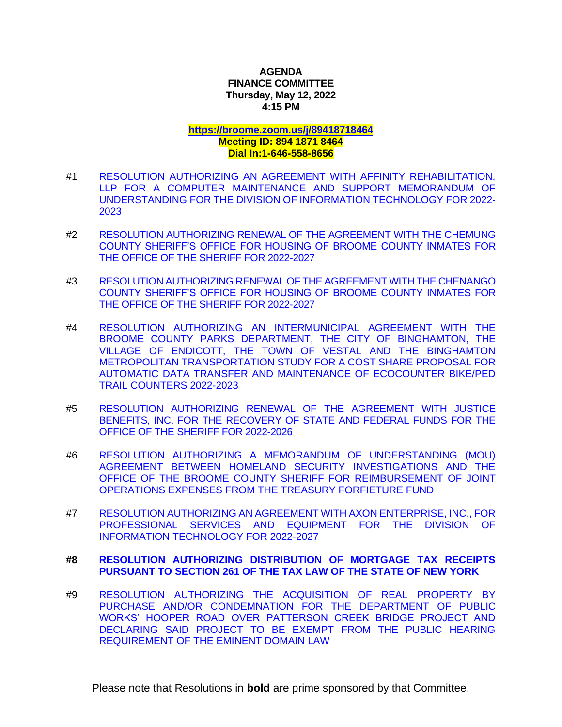**AGENDA**
**FINANCE COMMITTEE**
**Thursday, May 12, 2022**
**4:15 PM**

**https://broome.zoom.us/j/89418718464**
**Meeting ID: 894 1871 8464**
**Dial In:1-646-558-8656**

#1 RESOLUTION AUTHORIZING AN AGREEMENT WITH AFFINITY REHABILITATION, LLP FOR A COMPUTER MAINTENANCE AND SUPPORT MEMORANDUM OF UNDERSTANDING FOR THE DIVISION OF INFORMATION TECHNOLOGY FOR 2022-2023

#2 RESOLUTION AUTHORIZING RENEWAL OF THE AGREEMENT WITH THE CHEMUNG COUNTY SHERIFF'S OFFICE FOR HOUSING OF BROOME COUNTY INMATES FOR THE OFFICE OF THE SHERIFF FOR 2022-2027

#3 RESOLUTION AUTHORIZING RENEWAL OF THE AGREEMENT WITH THE CHENANGO COUNTY SHERIFF'S OFFICE FOR HOUSING OF BROOME COUNTY INMATES FOR THE OFFICE OF THE SHERIFF FOR 2022-2027

#4 RESOLUTION AUTHORIZING AN INTERMUNICIPAL AGREEMENT WITH THE BROOME COUNTY PARKS DEPARTMENT, THE CITY OF BINGHAMTON, THE VILLAGE OF ENDICOTT, THE TOWN OF VESTAL AND THE BINGHAMTON METROPOLITAN TRANSPORTATION STUDY FOR A COST SHARE PROPOSAL FOR AUTOMATIC DATA TRANSFER AND MAINTENANCE OF ECOCOUNTER BIKE/PED TRAIL COUNTERS 2022-2023

#5 RESOLUTION AUTHORIZING RENEWAL OF THE AGREEMENT WITH JUSTICE BENEFITS, INC. FOR THE RECOVERY OF STATE AND FEDERAL FUNDS FOR THE OFFICE OF THE SHERIFF FOR 2022-2026

#6 RESOLUTION AUTHORIZING A MEMORANDUM OF UNDERSTANDING (MOU) AGREEMENT BETWEEN HOMELAND SECURITY INVESTIGATIONS AND THE OFFICE OF THE BROOME COUNTY SHERIFF FOR REIMBURSEMENT OF JOINT OPERATIONS EXPENSES FROM THE TREASURY FORFIETURE FUND

#7 RESOLUTION AUTHORIZING AN AGREEMENT WITH AXON ENTERPRISE, INC., FOR PROFESSIONAL SERVICES AND EQUIPMENT FOR THE DIVISION OF INFORMATION TECHNOLOGY FOR 2022-2027

**#8 RESOLUTION AUTHORIZING DISTRIBUTION OF MORTGAGE TAX RECEIPTS PURSUANT TO SECTION 261 OF THE TAX LAW OF THE STATE OF NEW YORK**

#9 RESOLUTION AUTHORIZING THE ACQUISITION OF REAL PROPERTY BY PURCHASE AND/OR CONDEMNATION FOR THE DEPARTMENT OF PUBLIC WORKS' HOOPER ROAD OVER PATTERSON CREEK BRIDGE PROJECT AND DECLARING SAID PROJECT TO BE EXEMPT FROM THE PUBLIC HEARING REQUIREMENT OF THE EMINENT DOMAIN LAW

Please note that Resolutions in **bold** are prime sponsored by that Committee.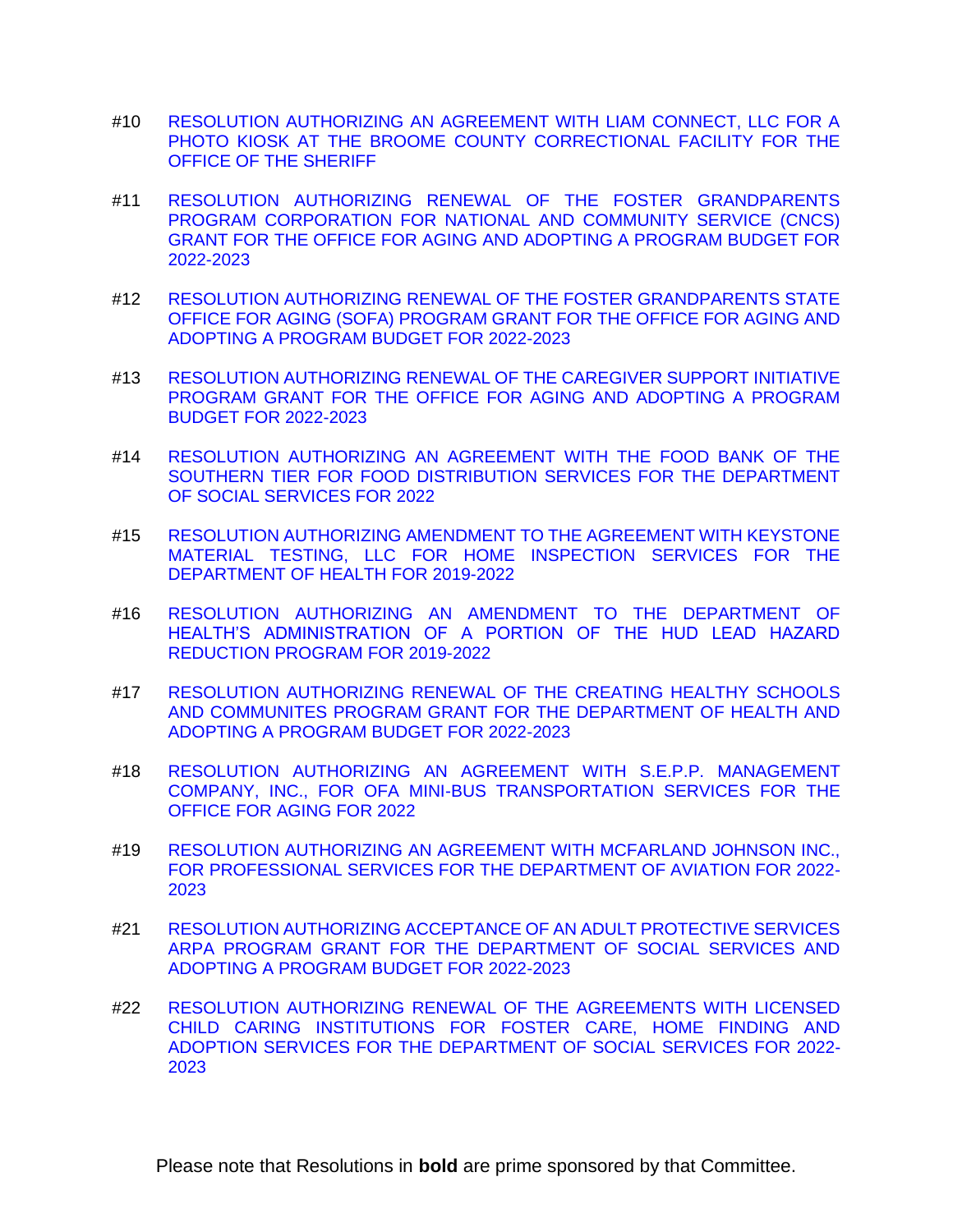#10 RESOLUTION AUTHORIZING AN AGREEMENT WITH LIAM CONNECT, LLC FOR A PHOTO KIOSK AT THE BROOME COUNTY CORRECTIONAL FACILITY FOR THE OFFICE OF THE SHERIFF

#11 RESOLUTION AUTHORIZING RENEWAL OF THE FOSTER GRANDPARENTS PROGRAM CORPORATION FOR NATIONAL AND COMMUNITY SERVICE (CNCS) GRANT FOR THE OFFICE FOR AGING AND ADOPTING A PROGRAM BUDGET FOR 2022-2023

#12 RESOLUTION AUTHORIZING RENEWAL OF THE FOSTER GRANDPARENTS STATE OFFICE FOR AGING (SOFA) PROGRAM GRANT FOR THE OFFICE FOR AGING AND ADOPTING A PROGRAM BUDGET FOR 2022-2023

#13 RESOLUTION AUTHORIZING RENEWAL OF THE CAREGIVER SUPPORT INITIATIVE PROGRAM GRANT FOR THE OFFICE FOR AGING AND ADOPTING A PROGRAM BUDGET FOR 2022-2023

#14 RESOLUTION AUTHORIZING AN AGREEMENT WITH THE FOOD BANK OF THE SOUTHERN TIER FOR FOOD DISTRIBUTION SERVICES FOR THE DEPARTMENT OF SOCIAL SERVICES FOR 2022

#15 RESOLUTION AUTHORIZING AMENDMENT TO THE AGREEMENT WITH KEYSTONE MATERIAL TESTING, LLC FOR HOME INSPECTION SERVICES FOR THE DEPARTMENT OF HEALTH FOR 2019-2022

#16 RESOLUTION AUTHORIZING AN AMENDMENT TO THE DEPARTMENT OF HEALTH'S ADMINISTRATION OF A PORTION OF THE HUD LEAD HAZARD REDUCTION PROGRAM FOR 2019-2022

#17 RESOLUTION AUTHORIZING RENEWAL OF THE CREATING HEALTHY SCHOOLS AND COMMUNITES PROGRAM GRANT FOR THE DEPARTMENT OF HEALTH AND ADOPTING A PROGRAM BUDGET FOR 2022-2023

#18 RESOLUTION AUTHORIZING AN AGREEMENT WITH S.E.P.P. MANAGEMENT COMPANY, INC., FOR OFA MINI-BUS TRANSPORTATION SERVICES FOR THE OFFICE FOR AGING FOR 2022

#19 RESOLUTION AUTHORIZING AN AGREEMENT WITH MCFARLAND JOHNSON INC., FOR PROFESSIONAL SERVICES FOR THE DEPARTMENT OF AVIATION FOR 2022-2023

#21 RESOLUTION AUTHORIZING ACCEPTANCE OF AN ADULT PROTECTIVE SERVICES ARPA PROGRAM GRANT FOR THE DEPARTMENT OF SOCIAL SERVICES AND ADOPTING A PROGRAM BUDGET FOR 2022-2023

#22 RESOLUTION AUTHORIZING RENEWAL OF THE AGREEMENTS WITH LICENSED CHILD CARING INSTITUTIONS FOR FOSTER CARE, HOME FINDING AND ADOPTION SERVICES FOR THE DEPARTMENT OF SOCIAL SERVICES FOR 2022-2023

Please note that Resolutions in **bold** are prime sponsored by that Committee.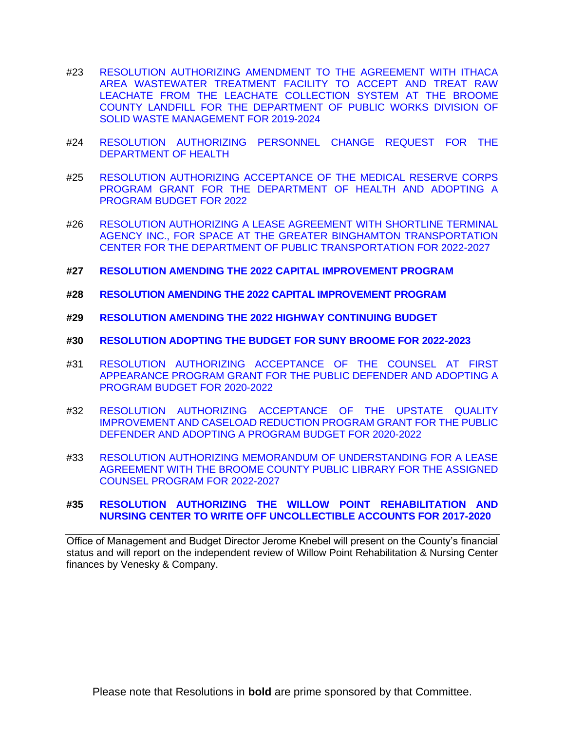#23 RESOLUTION AUTHORIZING AMENDMENT TO THE AGREEMENT WITH ITHACA AREA WASTEWATER TREATMENT FACILITY TO ACCEPT AND TREAT RAW LEACHATE FROM THE LEACHATE COLLECTION SYSTEM AT THE BROOME COUNTY LANDFILL FOR THE DEPARTMENT OF PUBLIC WORKS DIVISION OF SOLID WASTE MANAGEMENT FOR 2019-2024

#24 RESOLUTION AUTHORIZING PERSONNEL CHANGE REQUEST FOR THE DEPARTMENT OF HEALTH

#25 RESOLUTION AUTHORIZING ACCEPTANCE OF THE MEDICAL RESERVE CORPS PROGRAM GRANT FOR THE DEPARTMENT OF HEALTH AND ADOPTING A PROGRAM BUDGET FOR 2022

#26 RESOLUTION AUTHORIZING A LEASE AGREEMENT WITH SHORTLINE TERMINAL AGENCY INC., FOR SPACE AT THE GREATER BINGHAMTON TRANSPORTATION CENTER FOR THE DEPARTMENT OF PUBLIC TRANSPORTATION FOR 2022-2027

**#27 RESOLUTION AMENDING THE 2022 CAPITAL IMPROVEMENT PROGRAM**

**#28 RESOLUTION AMENDING THE 2022 CAPITAL IMPROVEMENT PROGRAM**

**#29 RESOLUTION AMENDING THE 2022 HIGHWAY CONTINUING BUDGET**

**#30 RESOLUTION ADOPTING THE BUDGET FOR SUNY BROOME FOR 2022-2023**

#31 RESOLUTION AUTHORIZING ACCEPTANCE OF THE COUNSEL AT FIRST APPEARANCE PROGRAM GRANT FOR THE PUBLIC DEFENDER AND ADOPTING A PROGRAM BUDGET FOR 2020-2022

#32 RESOLUTION AUTHORIZING ACCEPTANCE OF THE UPSTATE QUALITY IMPROVEMENT AND CASELOAD REDUCTION PROGRAM GRANT FOR THE PUBLIC DEFENDER AND ADOPTING A PROGRAM BUDGET FOR 2020-2022

#33 RESOLUTION AUTHORIZING MEMORANDUM OF UNDERSTANDING FOR A LEASE AGREEMENT WITH THE BROOME COUNTY PUBLIC LIBRARY FOR THE ASSIGNED COUNSEL PROGRAM FOR 2022-2027

**#35 RESOLUTION AUTHORIZING THE WILLOW POINT REHABILITATION AND NURSING CENTER TO WRITE OFF UNCOLLECTIBLE ACCOUNTS FOR 2017-2020**

---

Office of Management and Budget Director Jerome Knebel will present on the County's financial status and will report on the independent review of Willow Point Rehabilitation & Nursing Center finances by Venesky & Company.

Please note that Resolutions in **bold** are prime sponsored by that Committee.